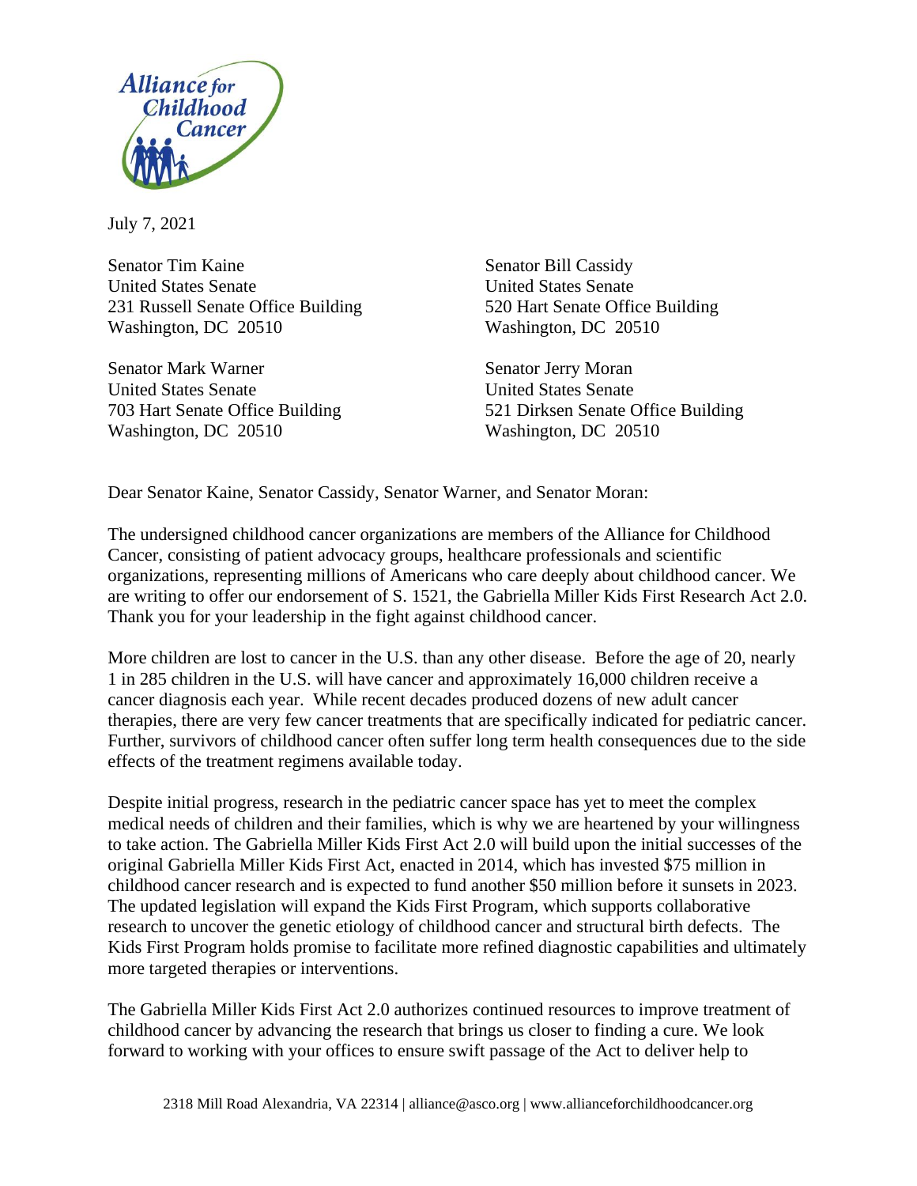Alliance for Childhood Cancer

July 7, 2021

Senator Tim Kaine
United States Senate
231 Russell Senate Office Building
Washington, DC 20510

Senator Bill Cassidy
United States Senate
520 Hart Senate Office Building
Washington, DC 20510

Senator Mark Warner
United States Senate
703 Hart Senate Office Building
Washington, DC 20510

Senator Jerry Moran
United States Senate
521 Dirksen Senate Office Building
Washington, DC 20510

Dear Senator Kaine, Senator Cassidy, Senator Warner, and Senator Moran:

The undersigned childhood cancer organizations are members of the Alliance for Childhood Cancer, consisting of patient advocacy groups, healthcare professionals and scientific organizations, representing millions of Americans who care deeply about childhood cancer. We are writing to offer our endorsement of S. 1521, the Gabriella Miller Kids First Research Act 2.0. Thank you for your leadership in the fight against childhood cancer.

More children are lost to cancer in the U.S. than any other disease. Before the age of 20, nearly 1 in 285 children in the U.S. will have cancer and approximately 16,000 children receive a cancer diagnosis each year. While recent decades produced dozens of new adult cancer therapies, there are very few cancer treatments that are specifically indicated for pediatric cancer. Further, survivors of childhood cancer often suffer long term health consequences due to the side effects of the treatment regimens available today.

Despite initial progress, research in the pediatric cancer space has yet to meet the complex medical needs of children and their families, which is why we are heartened by your willingness to take action. The Gabriella Miller Kids First Act 2.0 will build upon the initial successes of the original Gabriella Miller Kids First Act, enacted in 2014, which has invested $75 million in childhood cancer research and is expected to fund another $50 million before it sunsets in 2023. The updated legislation will expand the Kids First Program, which supports collaborative research to uncover the genetic etiology of childhood cancer and structural birth defects. The Kids First Program holds promise to facilitate more refined diagnostic capabilities and ultimately more targeted therapies or interventions.

The Gabriella Miller Kids First Act 2.0 authorizes continued resources to improve treatment of childhood cancer by advancing the research that brings us closer to finding a cure. We look forward to working with your offices to ensure swift passage of the Act to deliver help to

2318 Mill Road Alexandria, VA 22314 | alliance@asco.org | www.allianceforchildhoodcancer.org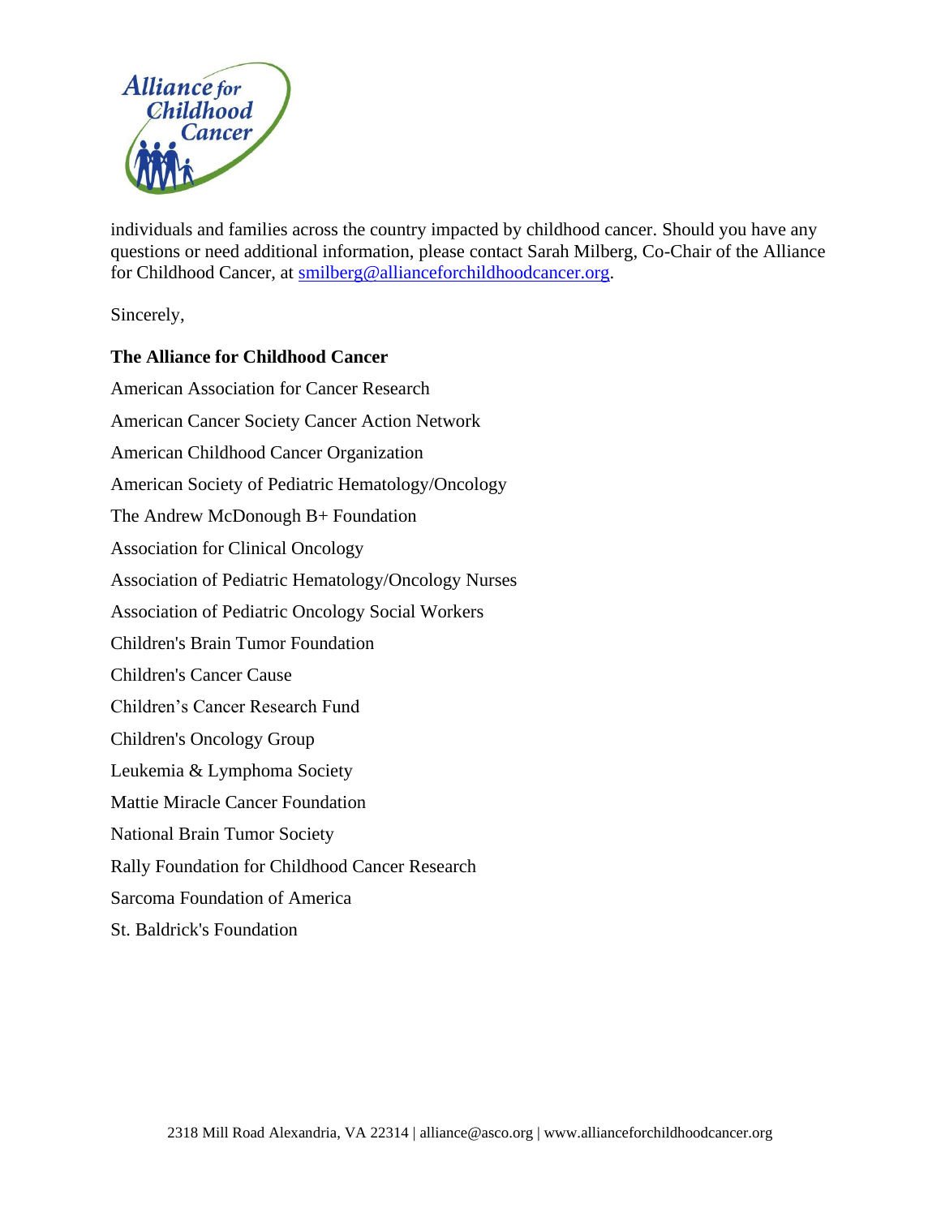individuals and families across the country impacted by childhood cancer. Should you have any questions or need additional information, please contact Sarah Milberg, Co-Chair of the Alliance for Childhood Cancer, at smilberg@allianceforchildhoodcancer.org.

Sincerely,

**The Alliance for Childhood Cancer**

American Association for Cancer Research

American Cancer Society Cancer Action Network

American Childhood Cancer Organization

American Society of Pediatric Hematology/Oncology

The Andrew McDonough B+ Foundation

Association for Clinical Oncology

Association of Pediatric Hematology/Oncology Nurses

Association of Pediatric Oncology Social Workers

Children's Brain Tumor Foundation

Children's Cancer Cause

Children's Cancer Research Fund

Children's Oncology Group

Leukemia & Lymphoma Society

Mattie Miracle Cancer Foundation

National Brain Tumor Society

Rally Foundation for Childhood Cancer Research

Sarcoma Foundation of America

St. Baldrick's Foundation